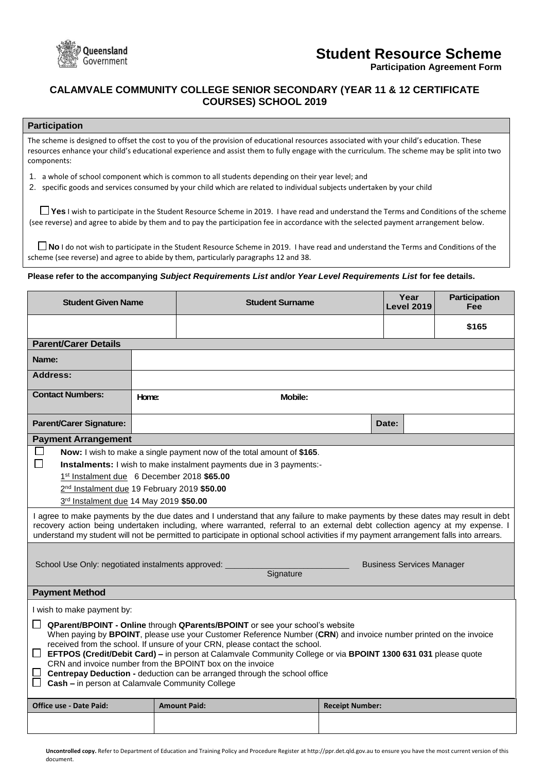# Student Resource Scheme

**Participation Agreement Form**

## CALAMVALE COMMUNITY COLLEGE SENIOR SECONDARY (YEAR 11 & 12 CERTIFICATE COURSES) SCHOOL 2019

### Participation

The scheme is designed to offset the cost to you of the provision of educational resources associated with your child's education. These resources enhance your child's educational experience and assist them to fully engage with the curriculum. The scheme may be split into two components:

1. a whole of school component which is common to all students depending on their year level; and
2. specific goods and services consumed by your child which are related to individual subjects undertaken by your child

☐ **Yes** I wish to participate in the Student Resource Scheme in 2019. I have read and understand the Terms and Conditions of the scheme (see reverse) and agree to abide by them and to pay the participation fee in accordance with the selected payment arrangement below.

☐ **No** I do not wish to participate in the Student Resource Scheme in 2019. I have read and understand the Terms and Conditions of the scheme (see reverse) and agree to abide by them, particularly paragraphs 12 and 38.

**Please refer to the accompanying *Subject Requirements List* and/or *Year Level Requirements List* for fee details.**

| Student Given Name | Student Surname | Year Level 2019 | Participation Fee |
|---|---|---|---|
| | | | **$165** |

### Parent/Carer Details

| | |
|---|---|
| **Name:** | |
| **Address:** | |
| **Contact Numbers:** | Home: Mobile: |
| **Parent/Carer Signature:** | Date: |

### Payment Arrangement

☐ **Now:** I wish to make a single payment now of the total amount of **$165**.

☐ **Instalments:** I wish to make instalment payments due in 3 payments:-

1st Instalment due 6 December 2018 **$65.00**
2nd Instalment due 19 February 2019 **$50.00**
3rd Instalment due 14 May 2019 **$50.00**

I agree to make payments by the due dates and I understand that any failure to make payments by these dates may result in debt recovery action being undertaken including, where warranted, referral to an external debt collection agency at my expense. I understand my student will not be permitted to participate in optional school activities if my payment arrangement falls into arrears.

School Use Only: negotiated instalments approved: ______________________ Business Services Manager
Signature

### Payment Method

I wish to make payment by:

☐ **QParent/BPOINT - Online** through **QParents/BPOINT** or see your school's website
When paying by **BPOINT**, please use your Customer Reference Number (**CRN**) and invoice number printed on the invoice received from the school. If unsure of your CRN, please contact the school.

☐ **EFTPOS (Credit/Debit Card) –** in person at Calamvale Community College or via **BPOINT 1300 631 031** please quote CRN and invoice number from the BPOINT box on the invoice

☐ **Centrepay Deduction -** deduction can be arranged through the school office

☐ **Cash –** in person at Calamvale Community College

| Office use - Date Paid: | Amount Paid: | Receipt Number: |
|---|---|---|
| | | |

**Uncontrolled copy.** Refer to Department of Education and Training Policy and Procedure Register at http://ppr.det.qld.gov.au to ensure you have the most current version of this document.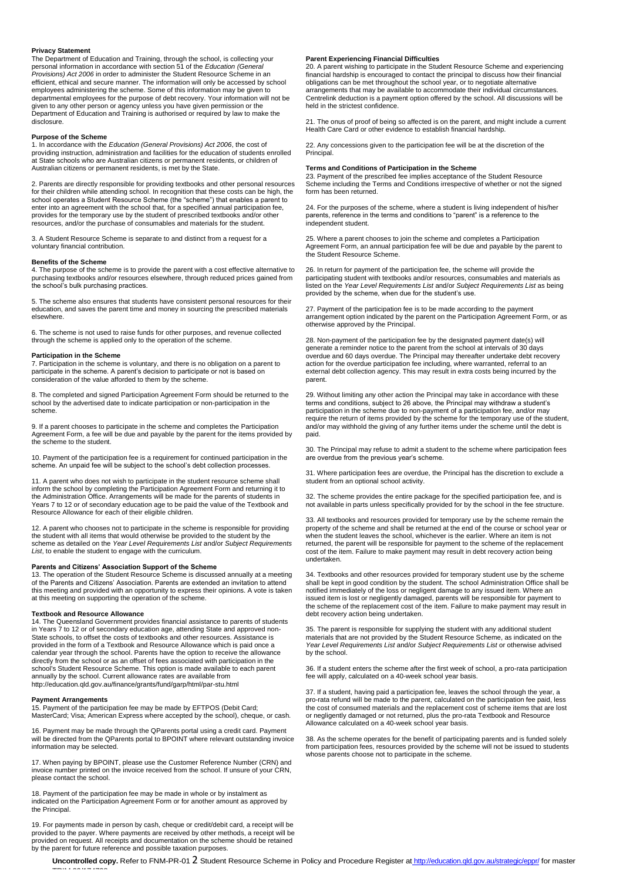**Privacy Statement**

The Department of Education and Training, through the school, is collecting your personal information in accordance with section 51 of the *Education (General Provisions) Act 2006* in order to administer the Student Resource Scheme in an efficient, ethical and secure manner. The information will only be accessed by school employees administering the scheme. Some of this information may be given to departmental employees for the purpose of debt recovery. Your information will not be given to any other person or agency unless you have given permission or the Department of Education and Training is authorised or required by law to make the disclosure.

**Purpose of the Scheme**

1. In accordance with the *Education (General Provisions) Act 2006*, the cost of providing instruction, administration and facilities for the education of students enrolled at State schools who are Australian citizens or permanent residents, or children of Australian citizens or permanent residents, is met by the State.

2. Parents are directly responsible for providing textbooks and other personal resources for their children while attending school. In recognition that these costs can be high, the school operates a Student Resource Scheme (the "scheme") that enables a parent to enter into an agreement with the school that, for a specified annual participation fee, provides for the temporary use by the student of prescribed textbooks and/or other resources, and/or the purchase of consumables and materials for the student.

3. A Student Resource Scheme is separate to and distinct from a request for a voluntary financial contribution.

**Benefits of the Scheme**

4. The purpose of the scheme is to provide the parent with a cost effective alternative to purchasing textbooks and/or resources elsewhere, through reduced prices gained from the school's bulk purchasing practices.

5. The scheme also ensures that students have consistent personal resources for their education, and saves the parent time and money in sourcing the prescribed materials elsewhere.

6. The scheme is not used to raise funds for other purposes, and revenue collected through the scheme is applied only to the operation of the scheme.

**Participation in the Scheme**

7. Participation in the scheme is voluntary, and there is no obligation on a parent to participate in the scheme. A parent's decision to participate or not is based on consideration of the value afforded to them by the scheme.

8. The completed and signed Participation Agreement Form should be returned to the school by the advertised date to indicate participation or non-participation in the scheme.

9. If a parent chooses to participate in the scheme and completes the Participation Agreement Form, a fee will be due and payable by the parent for the items provided by the scheme to the student.

10. Payment of the participation fee is a requirement for continued participation in the scheme. An unpaid fee will be subject to the school's debt collection processes.

11. A parent who does not wish to participate in the student resource scheme shall inform the school by completing the Participation Agreement Form and returning it to the Administration Office. Arrangements will be made for the parents of students in Years 7 to 12 or of secondary education age to be paid the value of the Textbook and Resource Allowance for each of their eligible children.

12. A parent who chooses not to participate in the scheme is responsible for providing the student with all items that would otherwise be provided to the student by the scheme as detailed on the *Year Level Requirements List* and/or *Subject Requirements List*, to enable the student to engage with the curriculum.

**Parents and Citizens' Association Support of the Scheme**

13. The operation of the Student Resource Scheme is discussed annually at a meeting of the Parents and Citizens' Association. Parents are extended an invitation to attend this meeting and provided with an opportunity to express their opinions. A vote is taken at this meeting on supporting the operation of the scheme.

**Textbook and Resource Allowance**

14. The Queensland Government provides financial assistance to parents of students in Years 7 to 12 or of secondary education age, attending State and approved non-State schools, to offset the costs of textbooks and other resources. Assistance is provided in the form of a Textbook and Resource Allowance which is paid once a calendar year through the school. Parents have the option to receive the allowance directly from the school or as an offset of fees associated with participation in the school's Student Resource Scheme. This option is made available to each parent annually by the school. Current allowance rates are available from http://education.qld.gov.au/finance/grants/fund/garp/html/par-stu.html

**Payment Arrangements**

15. Payment of the participation fee may be made by EFTPOS (Debit Card; MasterCard; Visa; American Express where accepted by the school), cheque, or cash.

16. Payment may be made through the QParents portal using a credit card. Payment will be directed from the QParents portal to BPOINT where relevant outstanding invoice information may be selected.

17. When paying by BPOINT, please use the Customer Reference Number (CRN) and invoice number printed on the invoice received from the school. If unsure of your CRN, please contact the school.

18. Payment of the participation fee may be made in whole or by instalment as indicated on the Participation Agreement Form or for another amount as approved by the Principal.

19. For payments made in person by cash, cheque or credit/debit card, a receipt will be provided to the payer. Where payments are received by other methods, a receipt will be provided on request. All receipts and documentation on the scheme should be retained by the parent for future reference and possible taxation purposes.

**Parent Experiencing Financial Difficulties**

20. A parent wishing to participate in the Student Resource Scheme and experiencing financial hardship is encouraged to contact the principal to discuss how their financial obligations can be met throughout the school year, or to negotiate alternative arrangements that may be available to accommodate their individual circumstances. Centrelink deduction is a payment option offered by the school. All discussions will be held in the strictest confidence.

21. The onus of proof of being so affected is on the parent, and might include a current Health Care Card or other evidence to establish financial hardship.

22. Any concessions given to the participation fee will be at the discretion of the Principal.

**Terms and Conditions of Participation in the Scheme**

23. Payment of the prescribed fee implies acceptance of the Student Resource Scheme including the Terms and Conditions irrespective of whether or not the signed form has been returned.

24. For the purposes of the scheme, where a student is living independent of his/her parents, reference in the terms and conditions to "parent" is a reference to the independent student.

25. Where a parent chooses to join the scheme and completes a Participation Agreement Form, an annual participation fee will be due and payable by the parent to the Student Resource Scheme.

26. In return for payment of the participation fee, the scheme will provide the participating student with textbooks and/or resources, consumables and materials as listed on the *Year Level Requirements List* and/or *Subject Requirements List* as being provided by the scheme, when due for the student's use.

27. Payment of the participation fee is to be made according to the payment arrangement option indicated by the parent on the Participation Agreement Form, or as otherwise approved by the Principal.

28. Non-payment of the participation fee by the designated payment date(s) will generate a reminder notice to the parent from the school at intervals of 30 days overdue and 60 days overdue. The Principal may thereafter undertake debt recovery action for the overdue participation fee including, where warranted, referral to an external debt collection agency. This may result in extra costs being incurred by the parent.

29. Without limiting any other action the Principal may take in accordance with these terms and conditions, subject to 26 above, the Principal may withdraw a student's participation in the scheme due to non-payment of a participation fee, and/or may require the return of items provided by the scheme for the temporary use of the student, and/or may withhold the giving of any further items under the scheme until the debt is paid.

30. The Principal may refuse to admit a student to the scheme where participation fees are overdue from the previous year's scheme.

31. Where participation fees are overdue, the Principal has the discretion to exclude a student from an optional school activity.

32. The scheme provides the entire package for the specified participation fee, and is not available in parts unless specifically provided for by the school in the fee structure.

33. All textbooks and resources provided for temporary use by the scheme remain the property of the scheme and shall be returned at the end of the course or school year or when the student leaves the school, whichever is the earlier. Where an item is not returned, the parent will be responsible for payment to the scheme of the replacement cost of the item. Failure to make payment may result in debt recovery action being undertaken.

34. Textbooks and other resources provided for temporary student use by the scheme shall be kept in good condition by the student. The school Administration Office shall be notified immediately of the loss or negligent damage to any issued item. Where an issued item is lost or negligently damaged, parents will be responsible for payment to the scheme of the replacement cost of the item. Failure to make payment may result in debt recovery action being undertaken.

35. The parent is responsible for supplying the student with any additional student materials that are not provided by the Student Resource Scheme, as indicated on the *Year Level Requirements List* and/or *Subject Requirements List* or otherwise advised by the school.

36. If a student enters the scheme after the first week of school, a pro-rata participation fee will apply, calculated on a 40-week school year basis.

37. If a student, having paid a participation fee, leaves the school through the year, a pro-rata refund will be made to the parent, calculated on the participation fee paid, less the cost of consumed materials and the replacement cost of scheme items that are lost or negligently damaged or not returned, plus the pro-rata Textbook and Resource Allowance calculated on a 40-week school year basis.

38. As the scheme operates for the benefit of participating parents and is funded solely from participation fees, resources provided by the scheme will not be issued to students whose parents choose not to participate in the scheme.